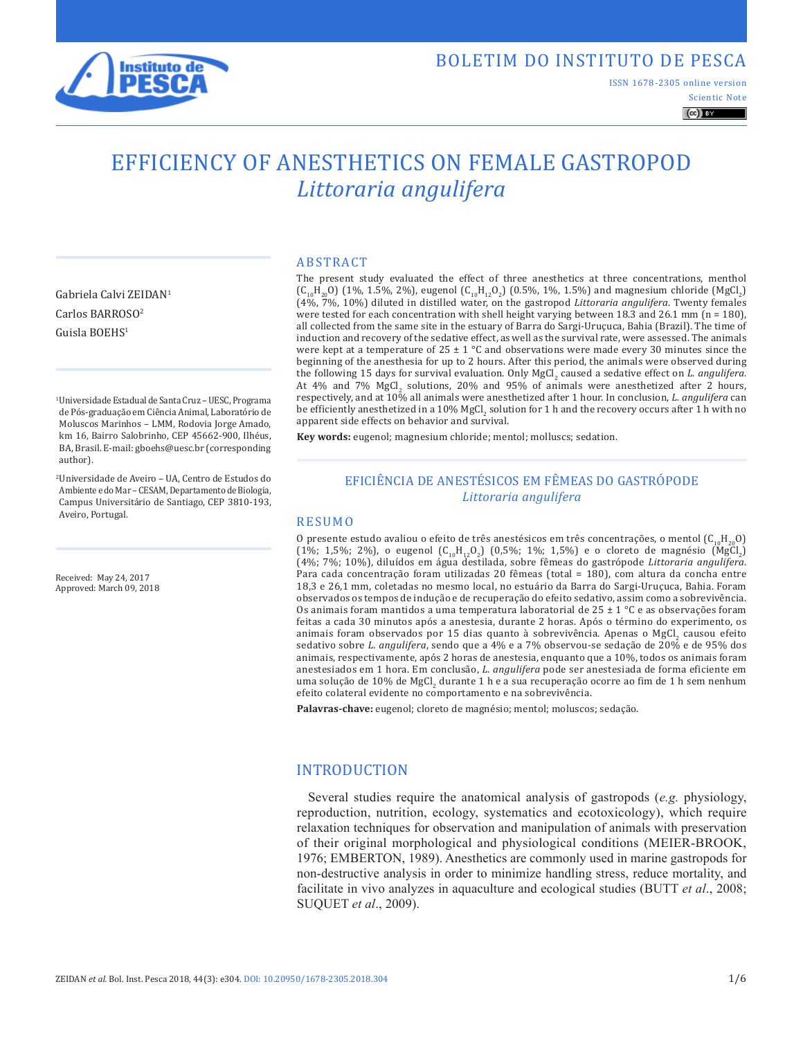BOLETIM DO INSTITUTO DE PESCA

ISSN 1678-2305 online version

Scientic Note

# EFFICIENCY OF ANESTHETICS ON FEMALE GASTROPOD *Littoraria angulifera*

Gabriela Calvi ZEIDAN[1]
Carlos BARROSO[2]
Guisla BOEHS[1]

[1]Universidade Estadual de Santa Cruz – UESC, Programa de Pós-graduação em Ciência Animal, Laboratório de Moluscos Marinhos – LMM, Rodovia Jorge Amado, km 16, Bairro Salobrinho, CEP 45662-900, Ilhéus, BA, Brasil. E-mail: gboehs@uesc.br (corresponding author).

[2]Universidade de Aveiro – UA, Centro de Estudos do Ambiente e do Mar – CESAM, Departamento de Biologia, Campus Universitário de Santiago, CEP 3810-193, Aveiro, Portugal.

Received: May 24, 2017
Approved: March 09, 2018

## ABSTRACT

The present study evaluated the effect of three anesthetics at three concentrations, menthol ($C_{10}H_{20}O$) (1%, 1.5%, 2%), eugenol ($C_{10}H_{12}O_2$) (0.5%, 1%, 1.5%) and magnesium chloride ($MgCl_2$) (4%, 7%, 10%) diluted in distilled water, on the gastropod *Littoraria angulifera*. Twenty females were tested for each concentration with shell height varying between 18.3 and 26.1 mm (n = 180), all collected from the same site in the estuary of Barra do Sargi-Uruçuca, Bahia (Brazil). The time of induction and recovery of the sedative effect, as well as the survival rate, were assessed. The animals were kept at a temperature of 25 ± 1 °C and observations were made every 30 minutes since the beginning of the anesthesia for up to 2 hours. After this period, the animals were observed during the following 15 days for survival evaluation. Only $MgCl_2$ caused a sedative effect on *L. angulifera*. At 4% and 7% $MgCl_2$ solutions, 20% and 95% of animals were anesthetized after 2 hours, respectively, and at 10% all animals were anesthetized after 1 hour. In conclusion, *L. angulifera* can be efficiently anesthetized in a 10% $MgCl_2$ solution for 1 h and the recovery occurs after 1 h with no apparent side effects on behavior and survival.

**Key words:** eugenol; magnesium chloride; mentol; molluscs; sedation.

## EFICIÊNCIA DE ANESTÉSICOS EM FÊMEAS DO GASTRÓPODE *Littoraria angulifera*

## RESUMO

O presente estudo avaliou o efeito de três anestésicos em três concentrações, o mentol ($C_{10}H_{20}O$) (1%; 1,5%; 2%), o eugenol ($C_{10}H_{12}O_2$) (0,5%; 1%; 1,5%) e o cloreto de magnésio ($MgCl_2$) (4%; 7%; 10%), diluídos em água destilada, sobre fêmeas do gastrópode *Littoraria angulifera*. Para cada concentração foram utilizadas 20 fêmeas (total = 180), com altura da concha entre 18,3 e 26,1 mm, coletadas no mesmo local, no estuário da Barra do Sargi-Uruçuca, Bahia. Foram observados os tempos de indução e de recuperação do efeito sedativo, assim como a sobrevivência. Os animais foram mantidos a uma temperatura laboratorial de 25 ± 1 °C e as observações foram feitas a cada 30 minutos após a anestesia, durante 2 horas. Após o término do experimento, os animais foram observados por 15 dias quanto à sobrevivência. Apenas o $MgCl_2$ causou efeito sedativo sobre *L. angulifera*, sendo que a 4% e a 7% observou-se sedação de 20% e de 95% dos animais, respectivamente, após 2 horas de anestesia, enquanto que a 10%, todos os animais foram anestesiados em 1 hora. Em conclusão, *L. angulifera* pode ser anestesiada de forma eficiente em uma solução de 10% de $MgCl_2$ durante 1 h e a sua recuperação ocorre ao fim de 1 h sem nenhum efeito colateral evidente no comportamento e na sobrevivência.

**Palavras-chave:** eugenol; cloreto de magnésio; mentol; moluscos; sedação.

## INTRODUCTION

Several studies require the anatomical analysis of gastropods (*e.g.* physiology, reproduction, nutrition, ecology, systematics and ecotoxicology), which require relaxation techniques for observation and manipulation of animals with preservation of their original morphological and physiological conditions (MEIER-BROOK, 1976; EMBERTON, 1989). Anesthetics are commonly used in marine gastropods for non-destructive analysis in order to minimize handling stress, reduce mortality, and facilitate in vivo analyzes in aquaculture and ecological studies (BUTT *et al*., 2008; SUQUET *et al*., 2009).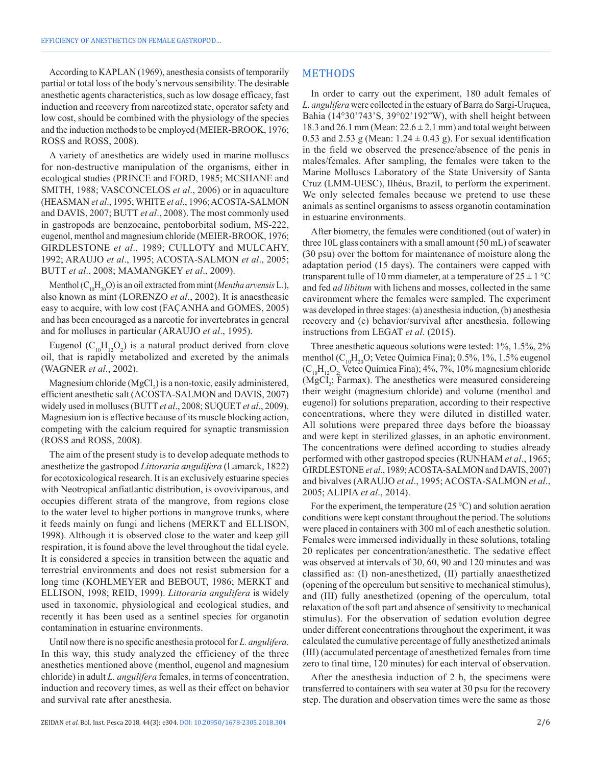According to KAPLAN (1969), anesthesia consists of temporarily partial or total loss of the body's nervous sensibility. The desirable anesthetic agents characteristics, such as low dosage efficacy, fast induction and recovery from narcotized state, operator safety and low cost, should be combined with the physiology of the species and the induction methods to be employed (MEIER-BROOK, 1976; ROSS and ROSS, 2008).

A variety of anesthetics are widely used in marine molluscs for non-destructive manipulation of the organisms, either in ecological studies (PRINCE and FORD, 1985; MCSHANE and SMITH, 1988; VASCONCELOS *et al*., 2006) or in aquaculture (HEASMAN *et al*., 1995; WHITE *et al*., 1996; ACOSTA-SALMON and DAVIS, 2007; BUTT *et al*., 2008). The most commonly used in gastropods are benzocaine, pentoborbital sodium, MS-222, eugenol, menthol and magnesium chloride (MEIER-BROOK, 1976; GIRDLESTONE *et al*., 1989; CULLOTY and MULCAHY, 1992; ARAUJO *et al*., 1995; ACOSTA-SALMON *et al*., 2005; BUTT *et al*., 2008; MAMANGKEY *et al*., 2009).

Menthol ($C_{10}H_{20}O$) is an oil extracted from mint (*Mentha arvensis* L.), also known as mint (LORENZO *et al*., 2002). It is anaestheasic easy to acquire, with low cost (FAÇANHA and GOMES, 2005) and has been encouraged as a narcotic for invertebrates in general and for molluscs in particular (ARAUJO *et al*., 1995).

Eugenol ($C_{10}H_{12}O_2$) is a natural product derived from clove oil, that is rapidly metabolized and excreted by the animals (WAGNER *et al*., 2002).

Magnesium chloride ($MgCl_2$) is a non-toxic, easily administered, efficient anesthetic salt (ACOSTA-SALMON and DAVIS, 2007) widely used in molluscs (BUTT *et al*., 2008; SUQUET *et al*., 2009). Magnesium ion is effective because of its muscle blocking action, competing with the calcium required for synaptic transmission (ROSS and ROSS, 2008).

The aim of the present study is to develop adequate methods to anesthetize the gastropod *Littoraria angulifera* (Lamarck, 1822) for ecotoxicological research. It is an exclusively estuarine species with Neotropical anfiatlantic distribution, is ovoviviparous, and occupies different strata of the mangrove, from regions close to the water level to higher portions in mangrove trunks, where it feeds mainly on fungi and lichens (MERKT and ELLISON, 1998). Although it is observed close to the water and keep gill respiration, it is found above the level throughout the tidal cycle. It is considered a species in transition between the aquatic and terrestrial environments and does not resist submersion for a long time (KOHLMEYER and BEBOUT, 1986; MERKT and ELLISON, 1998; REID, 1999). *Littoraria angulifera* is widely used in taxonomic, physiological and ecological studies, and recently it has been used as a sentinel species for organotin contamination in estuarine environments.

Until now there is no specific anesthesia protocol for *L. angulifera*. In this way, this study analyzed the efficiency of the three anesthetics mentioned above (menthol, eugenol and magnesium chloride) in adult *L. angulifera* females, in terms of concentration, induction and recovery times, as well as their effect on behavior and survival rate after anesthesia.

## METHODS

In order to carry out the experiment, 180 adult females of *L. angulifera* were collected in the estuary of Barra do Sargi-Uruçuca, Bahia (14°30'743'S, 39°02'192"W), with shell height between 18.3 and 26.1 mm (Mean: $22.6 \pm 2.1$ mm) and total weight between 0.53 and 2.53 g (Mean: $1.24 \pm 0.43$ g). For sexual identification in the field we observed the presence/absence of the penis in males/females. After sampling, the females were taken to the Marine Molluscs Laboratory of the State University of Santa Cruz (LMM-UESC), Ilhéus, Brazil, to perform the experiment. We only selected females because we pretend to use these animals as sentinel organisms to assess organotin contamination in estuarine environments.

After biometry, the females were conditioned (out of water) in three 10L glass containers with a small amount (50 mL) of seawater (30 psu) over the bottom for maintenance of moisture along the adaptation period (15 days). The containers were capped with transparent tulle of 10 mm diameter, at a temperature of $25 \pm 1$ °C and fed *ad libitum* with lichens and mosses, collected in the same environment where the females were sampled. The experiment was developed in three stages: (a) anesthesia induction, (b) anesthesia recovery and (c) behavior/survival after anesthesia, following instructions from LEGAT *et al*. (2015).

Three anesthetic aqueous solutions were tested: 1%, 1.5%, 2% menthol ($C_{10}H_{20}O$; Vetec Química Fina); 0.5%, 1%, 1.5% eugenol ($C_{10}H_{12}O_2$, Vetec Química Fina); 4%, 7%, 10% magnesium chloride ($MgCl_2$; Farmax). The anesthetics were measured considereing their weight (magnesium chloride) and volume (menthol and eugenol) for solutions preparation, according to their respective concentrations, where they were diluted in distilled water. All solutions were prepared three days before the bioassay and were kept in sterilized glasses, in an aphotic environment. The concentrations were defined according to studies already performed with other gastropod species (RUNHAM *et al*., 1965; GIRDLESTONE *et al*., 1989; ACOSTA-SALMON and DAVIS, 2007) and bivalves (ARAUJO *et al*., 1995; ACOSTA-SALMON *et al*., 2005; ALIPIA *et al*., 2014).

For the experiment, the temperature (25 °C) and solution aeration conditions were kept constant throughout the period. The solutions were placed in containers with 300 ml of each anesthetic solution. Females were immersed individually in these solutions, totaling 20 replicates per concentration/anesthetic. The sedative effect was observed at intervals of 30, 60, 90 and 120 minutes and was classified as: (I) non-anesthetized, (II) partially anaesthetized (opening of the operculum but sensitive to mechanical stimulus), and (III) fully anesthetized (opening of the operculum, total relaxation of the soft part and absence of sensitivity to mechanical stimulus). For the observation of sedation evolution degree under different concentrations throughout the experiment, it was calculated the cumulative percentage of fully anesthetized animals (III) (accumulated percentage of anesthetized females from time zero to final time, 120 minutes) for each interval of observation.

After the anesthesia induction of 2 h, the specimens were transferred to containers with sea water at 30 psu for the recovery step. The duration and observation times were the same as those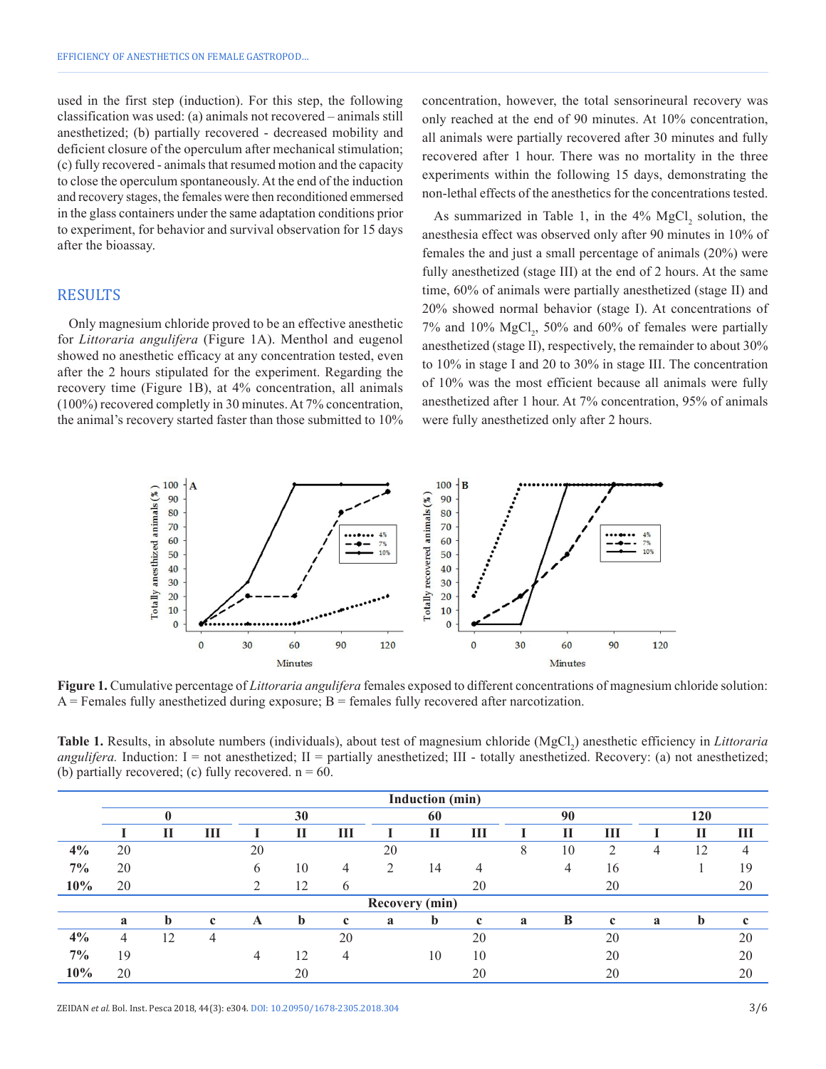used in the first step (induction). For this step, the following classification was used: (a) animals not recovered – animals still anesthetized; (b) partially recovered - decreased mobility and deficient closure of the operculum after mechanical stimulation; (c) fully recovered - animals that resumed motion and the capacity to close the operculum spontaneously. At the end of the induction and recovery stages, the females were then reconditioned emmersed in the glass containers under the same adaptation conditions prior to experiment, for behavior and survival observation for 15 days after the bioassay.

## RESULTS

Only magnesium chloride proved to be an effective anesthetic for *Littoraria angulifera* (Figure 1A). Menthol and eugenol showed no anesthetic efficacy at any concentration tested, even after the 2 hours stipulated for the experiment. Regarding the recovery time (Figure 1B), at 4% concentration, all animals (100%) recovered completly in 30 minutes. At 7% concentration, the animal's recovery started faster than those submitted to 10% concentration, however, the total sensorineural recovery was only reached at the end of 90 minutes. At 10% concentration, all animals were partially recovered after 30 minutes and fully recovered after 1 hour. There was no mortality in the three experiments within the following 15 days, demonstrating the non-lethal effects of the anesthetics for the concentrations tested.

As summarized in Table 1, in the 4% $MgCl_2$ solution, the anesthesia effect was observed only after 90 minutes in 10% of females the and just a small percentage of animals (20%) were fully anesthetized (stage III) at the end of 2 hours. At the same time, 60% of animals were partially anesthetized (stage II) and 20% showed normal behavior (stage I). At concentrations of 7% and 10% $MgCl_2$, 50% and 60% of females were partially anesthetized (stage II), respectively, the remainder to about 30% to 10% in stage I and 20 to 30% in stage III. The concentration of 10% was the most efficient because all animals were fully anesthetized after 1 hour. At 7% concentration, 95% of animals were fully anesthetized only after 2 hours.

**Figure 1.** Cumulative percentage of *Littoraria angulifera* females exposed to different concentrations of magnesium chloride solution: A = Females fully anesthetized during exposure; B = females fully recovered after narcotization.

**Table 1.** Results, in absolute numbers (individuals), about test of magnesium chloride ($MgCl_2$) anesthetic efficiency in *Littoraria angulifera.* Induction: I = not anesthetized; II = partially anesthetized; III - totally anesthetized. Recovery: (a) not anesthetized; (b) partially recovered; (c) fully recovered. n = 60.

| | Induction (min) | | | | | | | | | | | | | | |
|---|---|---|---|---|---|---|---|---|---|---|---|---|---|---|---|
| | 0 | | | 30 | | | 60 | | | 90 | | | 120 | | |
| | I | II | III | I | II | III | I | II | III | I | II | III | I | II | III |
| **4%** | 20 | | | 20 | | | 20 | | | 8 | 10 | 2 | 4 | 12 | 4 |
| **7%** | 20 | | | 6 | 10 | 4 | 2 | 14 | 4 | | 4 | 16 | | 1 | 19 |
| **10%** | 20 | | | 2 | 12 | 6 | | | 20 | | | 20 | | | 20 |
| | Recovery (min) | | | | | | | | | | | | | | |
| | a | b | c | A | b | c | a | b | c | a | B | c | a | b | c |
| **4%** | 4 | 12 | 4 | | | 20 | | | 20 | | | 20 | | | 20 |
| **7%** | 19 | | | 4 | 12 | 4 | | 10 | 10 | | | 20 | | | 20 |
| **10%** | 20 | | | | 20 | | | | 20 | | | 20 | | | 20 |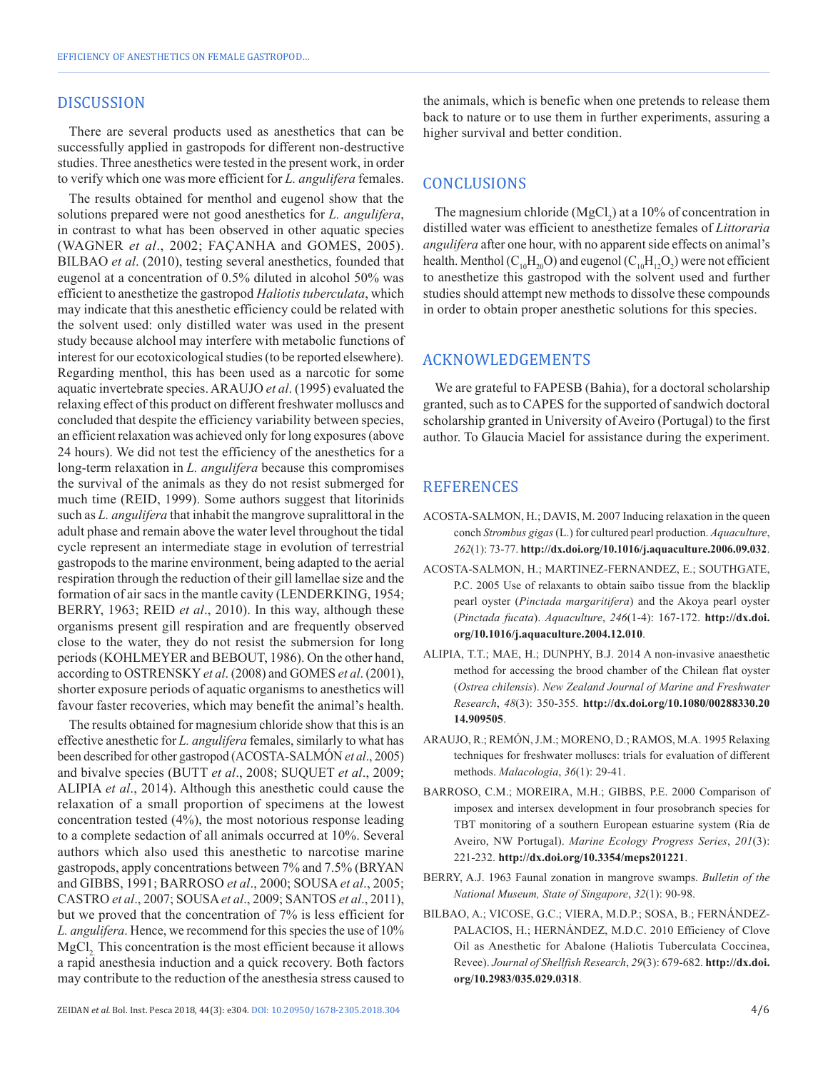## DISCUSSION

There are several products used as anesthetics that can be successfully applied in gastropods for different non-destructive studies. Three anesthetics were tested in the present work, in order to verify which one was more efficient for *L. angulifera* females.

The results obtained for menthol and eugenol show that the solutions prepared were not good anesthetics for *L. angulifera*, in contrast to what has been observed in other aquatic species (WAGNER *et al*., 2002; FAÇANHA and GOMES, 2005). BILBAO *et al*. (2010), testing several anesthetics, founded that eugenol at a concentration of 0.5% diluted in alcohol 50% was efficient to anesthetize the gastropod *Haliotis tuberculata*, which may indicate that this anesthetic efficiency could be related with the solvent used: only distilled water was used in the present study because alchool may interfere with metabolic functions of interest for our ecotoxicological studies (to be reported elsewhere). Regarding menthol, this has been used as a narcotic for some aquatic invertebrate species. ARAUJO *et al*. (1995) evaluated the relaxing effect of this product on different freshwater molluscs and concluded that despite the efficiency variability between species, an efficient relaxation was achieved only for long exposures (above 24 hours). We did not test the efficiency of the anesthetics for a long-term relaxation in *L. angulifera* because this compromises the survival of the animals as they do not resist submerged for much time (REID, 1999). Some authors suggest that litorinids such as *L. angulifera* that inhabit the mangrove supralittoral in the adult phase and remain above the water level throughout the tidal cycle represent an intermediate stage in evolution of terrestrial gastropods to the marine environment, being adapted to the aerial respiration through the reduction of their gill lamellae size and the formation of air sacs in the mantle cavity (LENDERKING, 1954; BERRY, 1963; REID *et al*., 2010). In this way, although these organisms present gill respiration and are frequently observed close to the water, they do not resist the submersion for long periods (KOHLMEYER and BEBOUT, 1986). On the other hand, according to OSTRENSKY *et al*. (2008) and GOMES *et al*. (2001), shorter exposure periods of aquatic organisms to anesthetics will favour faster recoveries, which may benefit the animal's health.

The results obtained for magnesium chloride show that this is an effective anesthetic for *L. angulifera* females, similarly to what has been described for other gastropod (ACOSTA-SALMÓN *et al*., 2005) and bivalve species (BUTT *et al*., 2008; SUQUET *et al*., 2009; ALIPIA *et al*., 2014). Although this anesthetic could cause the relaxation of a small proportion of specimens at the lowest concentration tested (4%), the most notorious response leading to a complete sedaction of all animals occurred at 10%. Several authors which also used this anesthetic to narcotise marine gastropods, apply concentrations between 7% and 7.5% (BRYAN and GIBBS, 1991; BARROSO *et al*., 2000; SOUSA *et al*., 2005; CASTRO *et al*., 2007; SOUSA *et al*., 2009; SANTOS *et al*., 2011), but we proved that the concentration of 7% is less efficient for *L. angulifera*. Hence, we recommend for this species the use of 10% $MgCl_2$. This concentration is the most efficient because it allows a rapid anesthesia induction and a quick recovery. Both factors may contribute to the reduction of the anesthesia stress caused to the animals, which is benefic when one pretends to release them back to nature or to use them in further experiments, assuring a higher survival and better condition.

## CONCLUSIONS

The magnesium chloride ($MgCl_2$) at a 10% of concentration in distilled water was efficient to anesthetize females of *Littoraria angulifera* after one hour, with no apparent side effects on animal's health. Menthol ($C_{10}H_{20}O$) and eugenol ($C_{10}H_{12}O_2$) were not efficient to anesthetize this gastropod with the solvent used and further studies should attempt new methods to dissolve these compounds in order to obtain proper anesthetic solutions for this species.

## ACKNOWLEDGEMENTS

We are grateful to FAPESB (Bahia), for a doctoral scholarship granted, such as to CAPES for the supported of sandwich doctoral scholarship granted in University of Aveiro (Portugal) to the first author. To Glaucia Maciel for assistance during the experiment.

## REFERENCES

ACOSTA-SALMON, H.; DAVIS, M. 2007 Inducing relaxation in the queen conch *Strombus gigas* (L.) for cultured pearl production. *Aquaculture*, *262*(1): 73-77. **http://dx.doi.org/10.1016/j.aquaculture.2006.09.032**.

ACOSTA-SALMON, H.; MARTINEZ-FERNANDEZ, E.; SOUTHGATE, P.C. 2005 Use of relaxants to obtain saibo tissue from the blacklip pearl oyster (*Pinctada margaritifera*) and the Akoya pearl oyster (*Pinctada fucata*). *Aquaculture*, *246*(1-4): 167-172. **http://dx.doi.org/10.1016/j.aquaculture.2004.12.010**.

ALIPIA, T.T.; MAE, H.; DUNPHY, B.J. 2014 A non-invasive anaesthetic method for accessing the brood chamber of the Chilean flat oyster (*Ostrea chilensis*). *New Zealand Journal of Marine and Freshwater Research*, *48*(3): 350-355. **http://dx.doi.org/10.1080/00288330.2014.909505**.

ARAUJO, R.; REMÓN, J.M.; MORENO, D.; RAMOS, M.A. 1995 Relaxing techniques for freshwater molluscs: trials for evaluation of different methods. *Malacologia*, *36*(1): 29-41.

BARROSO, C.M.; MOREIRA, M.H.; GIBBS, P.E. 2000 Comparison of imposex and intersex development in four prosobranch species for TBT monitoring of a southern European estuarine system (Ria de Aveiro, NW Portugal). *Marine Ecology Progress Series*, *201*(3): 221-232. **http://dx.doi.org/10.3354/meps201221**.

BERRY, A.J. 1963 Faunal zonation in mangrove swamps. *Bulletin of the National Museum, State of Singapore*, *32*(1): 90-98.

BILBAO, A.; VICOSE, G.C.; VIERA, M.D.P.; SOSA, B.; FERNÁNDEZ-PALACIOS, H.; HERNÁNDEZ, M.D.C. 2010 Efficiency of Clove Oil as Anesthetic for Abalone (Haliotis Tuberculata Coccinea, Revee). *Journal of Shellfish Research*, *29*(3): 679-682. **http://dx.doi.org/10.2983/035.029.0318**.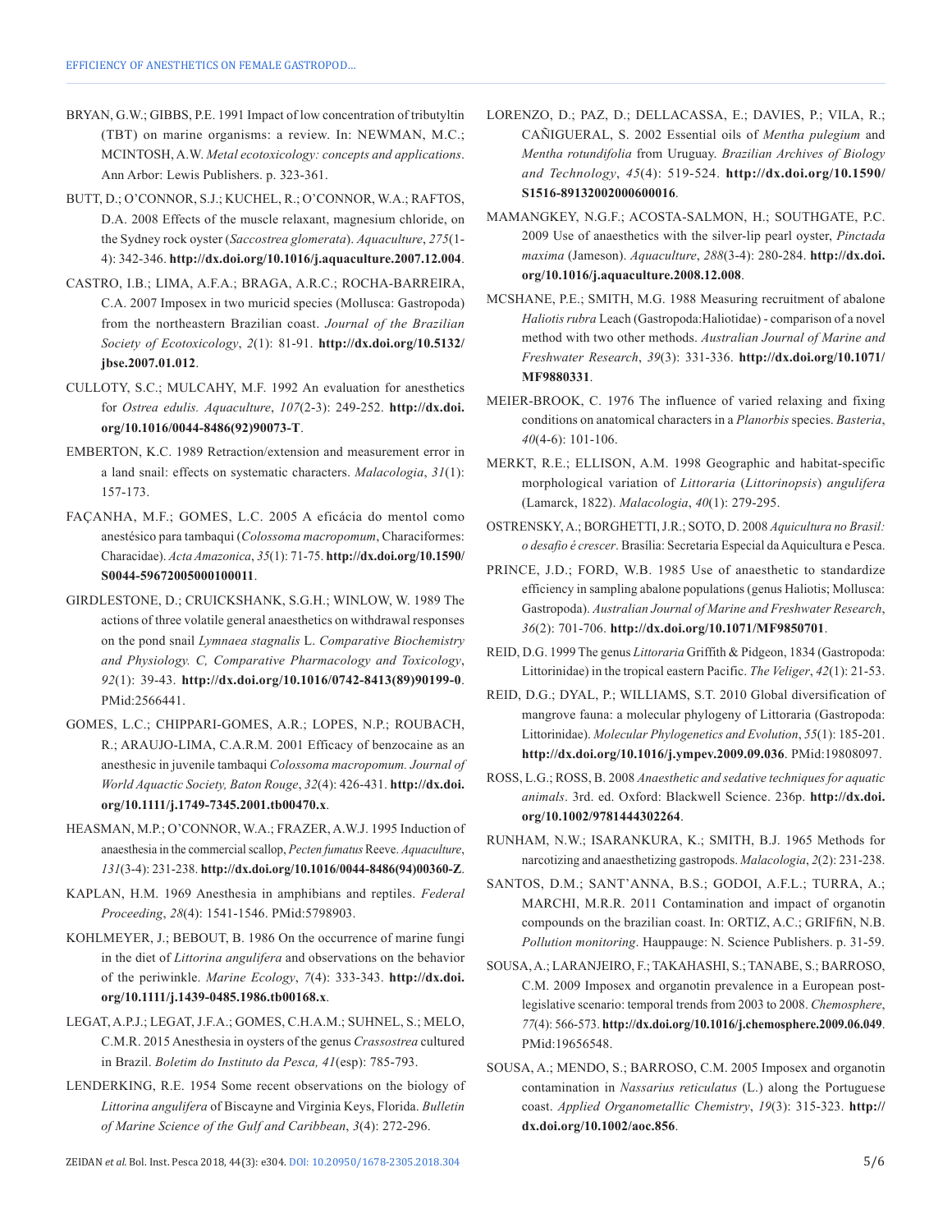BRYAN, G.W.; GIBBS, P.E. 1991 Impact of low concentration of tributyltin (TBT) on marine organisms: a review. In: NEWMAN, M.C.; MCINTOSH, A.W. *Metal ecotoxicology: concepts and applications*. Ann Arbor: Lewis Publishers. p. 323-361.

BUTT, D.; O'CONNOR, S.J.; KUCHEL, R.; O'CONNOR, W.A.; RAFTOS, D.A. 2008 Effects of the muscle relaxant, magnesium chloride, on the Sydney rock oyster (*Saccostrea glomerata*). *Aquaculture*, *275*(1-4): 342-346. **http://dx.doi.org/10.1016/j.aquaculture.2007.12.004**.

CASTRO, I.B.; LIMA, A.F.A.; BRAGA, A.R.C.; ROCHA-BARREIRA, C.A. 2007 Imposex in two muricid species (Mollusca: Gastropoda) from the northeastern Brazilian coast. *Journal of the Brazilian Society of Ecotoxicology*, *2*(1): 81-91. **http://dx.doi.org/10.5132/jbse.2007.01.012**.

CULLOTY, S.C.; MULCAHY, M.F. 1992 An evaluation for anesthetics for *Ostrea edulis*. *Aquaculture*, *107*(2-3): 249-252. **http://dx.doi.org/10.1016/0044-8486(92)90073-T**.

EMBERTON, K.C. 1989 Retraction/extension and measurement error in a land snail: effects on systematic characters. *Malacologia*, *31*(1): 157-173.

FAÇANHA, M.F.; GOMES, L.C. 2005 A eficácia do mentol como anestésico para tambaqui (*Colossoma macropomum*, Characiformes: Characidae). *Acta Amazonica*, *35*(1): 71-75. **http://dx.doi.org/10.1590/S0044-59672005000100011**.

GIRDLESTONE, D.; CRUICKSHANK, S.G.H.; WINLOW, W. 1989 The actions of three volatile general anaesthetics on withdrawal responses on the pond snail *Lymnaea stagnalis* L. *Comparative Biochemistry and Physiology. C, Comparative Pharmacology and Toxicology*, *92*(1): 39-43. **http://dx.doi.org/10.1016/0742-8413(89)90199-0**. PMid:2566441.

GOMES, L.C.; CHIPPARI-GOMES, A.R.; LOPES, N.P.; ROUBACH, R.; ARAUJO-LIMA, C.A.R.M. 2001 Efficacy of benzocaine as an anesthesic in juvenile tambaqui *Colossoma macropomum*. *Journal of World Aquactic Society, Baton Rouge*, *32*(4): 426-431. **http://dx.doi.org/10.1111/j.1749-7345.2001.tb00470.x**.

HEASMAN, M.P.; O'CONNOR, W.A.; FRAZER, A.W.J. 1995 Induction of anaesthesia in the commercial scallop, *Pecten fumatus* Reeve. *Aquaculture*, *131*(3-4): 231-238. **http://dx.doi.org/10.1016/0044-8486(94)00360-Z**.

KAPLAN, H.M. 1969 Anesthesia in amphibians and reptiles. *Federal Proceeding*, *28*(4): 1541-1546. PMid:5798903.

KOHLMEYER, J.; BEBOUT, B. 1986 On the occurrence of marine fungi in the diet of *Littorina angulifera* and observations on the behavior of the periwinkle. *Marine Ecology*, *7*(4): 333-343. **http://dx.doi.org/10.1111/j.1439-0485.1986.tb00168.x**.

LEGAT, A.P.J.; LEGAT, J.F.A.; GOMES, C.H.A.M.; SUHNEL, S.; MELO, C.M.R. 2015 Anesthesia in oysters of the genus *Crassostrea* cultured in Brazil. *Boletim do Instituto da Pesca, 41*(esp): 785-793.

LENDERKING, R.E. 1954 Some recent observations on the biology of *Littorina angulifera* of Biscayne and Virginia Keys, Florida. *Bulletin of Marine Science of the Gulf and Caribbean*, *3*(4): 272-296.

LORENZO, D.; PAZ, D.; DELLACASSA, E.; DAVIES, P.; VILA, R.; CAÑIGUERAL, S. 2002 Essential oils of *Mentha pulegium* and *Mentha rotundifolia* from Uruguay. *Brazilian Archives of Biology and Technology*, *45*(4): 519-524. **http://dx.doi.org/10.1590/S1516-89132002000600016**.

MAMANGKEY, N.G.F.; ACOSTA-SALMON, H.; SOUTHGATE, P.C. 2009 Use of anaesthetics with the silver-lip pearl oyster, *Pinctada maxima* (Jameson). *Aquaculture*, *288*(3-4): 280-284. **http://dx.doi.org/10.1016/j.aquaculture.2008.12.008**.

MCSHANE, P.E.; SMITH, M.G. 1988 Measuring recruitment of abalone *Haliotis rubra* Leach (Gastropoda:Haliotidae) - comparison of a novel method with two other methods. *Australian Journal of Marine and Freshwater Research*, *39*(3): 331-336. **http://dx.doi.org/10.1071/MF9880331**.

MEIER-BROOK, C. 1976 The influence of varied relaxing and fixing conditions on anatomical characters in a *Planorbis* species. *Basteria*, *40*(4-6): 101-106.

MERKT, R.E.; ELLISON, A.M. 1998 Geographic and habitat-specific morphological variation of *Littoraria* (*Littorinopsis*) *angulifera* (Lamarck, 1822). *Malacologia*, *40*(1): 279-295.

OSTRENSKY, A.; BORGHETTI, J.R.; SOTO, D. 2008 *Aquicultura no Brasil: o desafio é crescer*. Brasília: Secretaria Especial da Aquicultura e Pesca.

PRINCE, J.D.; FORD, W.B. 1985 Use of anaesthetic to standardize efficiency in sampling abalone populations (genus Haliotis; Mollusca: Gastropoda). *Australian Journal of Marine and Freshwater Research*, *36*(2): 701-706. **http://dx.doi.org/10.1071/MF9850701**.

REID, D.G. 1999 The genus *Littoraria* Griffith & Pidgeon, 1834 (Gastropoda: Littorinidae) in the tropical eastern Pacific. *The Veliger*, *42*(1): 21-53.

REID, D.G.; DYAL, P.; WILLIAMS, S.T. 2010 Global diversification of mangrove fauna: a molecular phylogeny of Littoraria (Gastropoda: Littorinidae). *Molecular Phylogenetics and Evolution*, *55*(1): 185-201. **http://dx.doi.org/10.1016/j.ympev.2009.09.036**. PMid:19808097.

ROSS, L.G.; ROSS, B. 2008 *Anaesthetic and sedative techniques for aquatic animals*. 3rd. ed. Oxford: Blackwell Science. 236p. **http://dx.doi.org/10.1002/9781444302264**.

RUNHAM, N.W.; ISARANKURA, K.; SMITH, B.J. 1965 Methods for narcotizing and anaesthetizing gastropods. *Malacologia*, *2*(2): 231-238.

SANTOS, D.M.; SANT'ANNA, B.S.; GODOI, A.F.L.; TURRA, A.; MARCHI, M.R.R. 2011 Contamination and impact of organotin compounds on the brazilian coast. In: ORTIZ, A.C.; GRIFfiN, N.B. *Pollution monitoring*. Hauppauge: N. Science Publishers. p. 31-59.

SOUSA, A.; LARANJEIRO, F.; TAKAHASHI, S.; TANABE, S.; BARROSO, C.M. 2009 Imposex and organotin prevalence in a European post-legislative scenario: temporal trends from 2003 to 2008. *Chemosphere*, *77*(4): 566-573. **http://dx.doi.org/10.1016/j.chemosphere.2009.06.049**. PMid:19656548.

SOUSA, A.; MENDO, S.; BARROSO, C.M. 2005 Imposex and organotin contamination in *Nassarius reticulatus* (L.) along the Portuguese coast. *Applied Organometallic Chemistry*, *19*(3): 315-323. **http://dx.doi.org/10.1002/aoc.856**.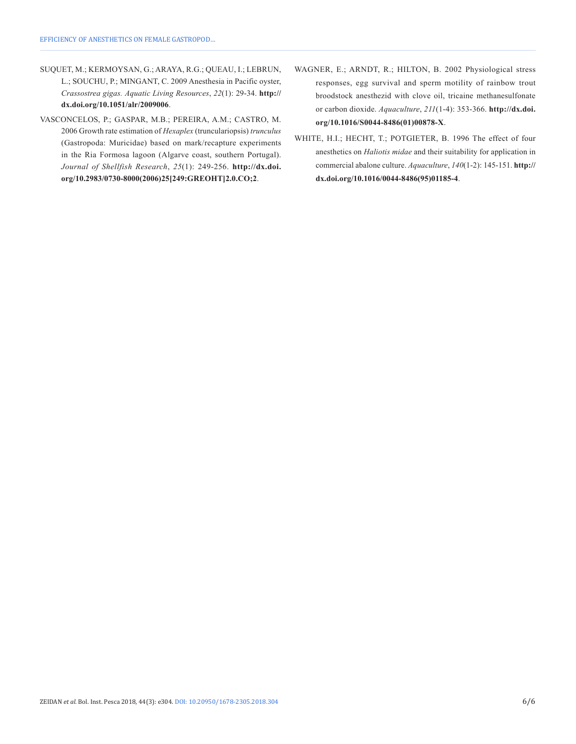SUQUET, M.; KERMOYSAN, G.; ARAYA, R.G.; QUEAU, I.; LEBRUN, L.; SOUCHU, P.; MINGANT, C. 2009 Anesthesia in Pacific oyster, *Crassostrea gigas. Aquatic Living Resources*, *22*(1): 29-34. **http://dx.doi.org/10.1051/alr/2009006**.

VASCONCELOS, P.; GASPAR, M.B.; PEREIRA, A.M.; CASTRO, M. 2006 Growth rate estimation of *Hexaplex* (trunculariopsis) *trunculus* (Gastropoda: Muricidae) based on mark/recapture experiments in the Ria Formosa lagoon (Algarve coast, southern Portugal). *Journal of Shellfish Research*, *25*(1): 249-256. **http://dx.doi.org/10.2983/0730-8000(2006)25[249:GREOHT]2.0.CO;2**.

WAGNER, E.; ARNDT, R.; HILTON, B. 2002 Physiological stress responses, egg survival and sperm motility of rainbow trout broodstock anesthezid with clove oil, tricaine methanesulfonate or carbon dioxide. *Aquaculture*, *211*(1-4): 353-366. **http://dx.doi.org/10.1016/S0044-8486(01)00878-X**.

WHITE, H.I.; HECHT, T.; POTGIETER, B. 1996 The effect of four anesthetics on *Haliotis midae* and their suitability for application in commercial abalone culture. *Aquaculture*, *140*(1-2): 145-151. **http://dx.doi.org/10.1016/0044-8486(95)01185-4**.